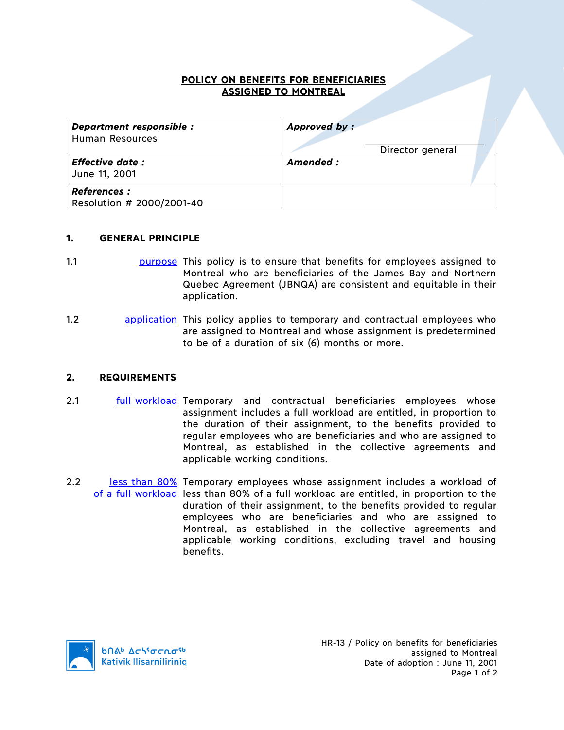# POLICY ON BENEFITS FOR BENEFICIARIES ASSIGNED TO MONTREAL

| ***Department responsible :*** Human Resources | ***Approved by :*** Director general |
|---|---|
| ***Effective date :*** June 11, 2001 | ***Amended :*** |
| ***References :*** Resolution # 2000/2001-40 | |

## 1. GENERAL PRINCIPLE

1.1 purpose — This policy is to ensure that benefits for employees assigned to Montreal who are beneficiaries of the James Bay and Northern Quebec Agreement (JBNQA) are consistent and equitable in their application.

1.2 application — This policy applies to temporary and contractual employees who are assigned to Montreal and whose assignment is predetermined to be of a duration of six (6) months or more.

## 2. REQUIREMENTS

2.1 full workload — Temporary and contractual beneficiaries employees whose assignment includes a full workload are entitled, in proportion to the duration of their assignment, to the benefits provided to regular employees who are beneficiaries and who are assigned to Montreal, as established in the collective agreements and applicable working conditions.

2.2 less than 80% of a full workload — Temporary employees whose assignment includes a workload of less than 80% of a full workload are entitled, in proportion to the duration of their assignment, to the benefits provided to regular employees who are beneficiaries and who are assigned to Montreal, as established in the collective agreements and applicable working conditions, excluding travel and housing benefits.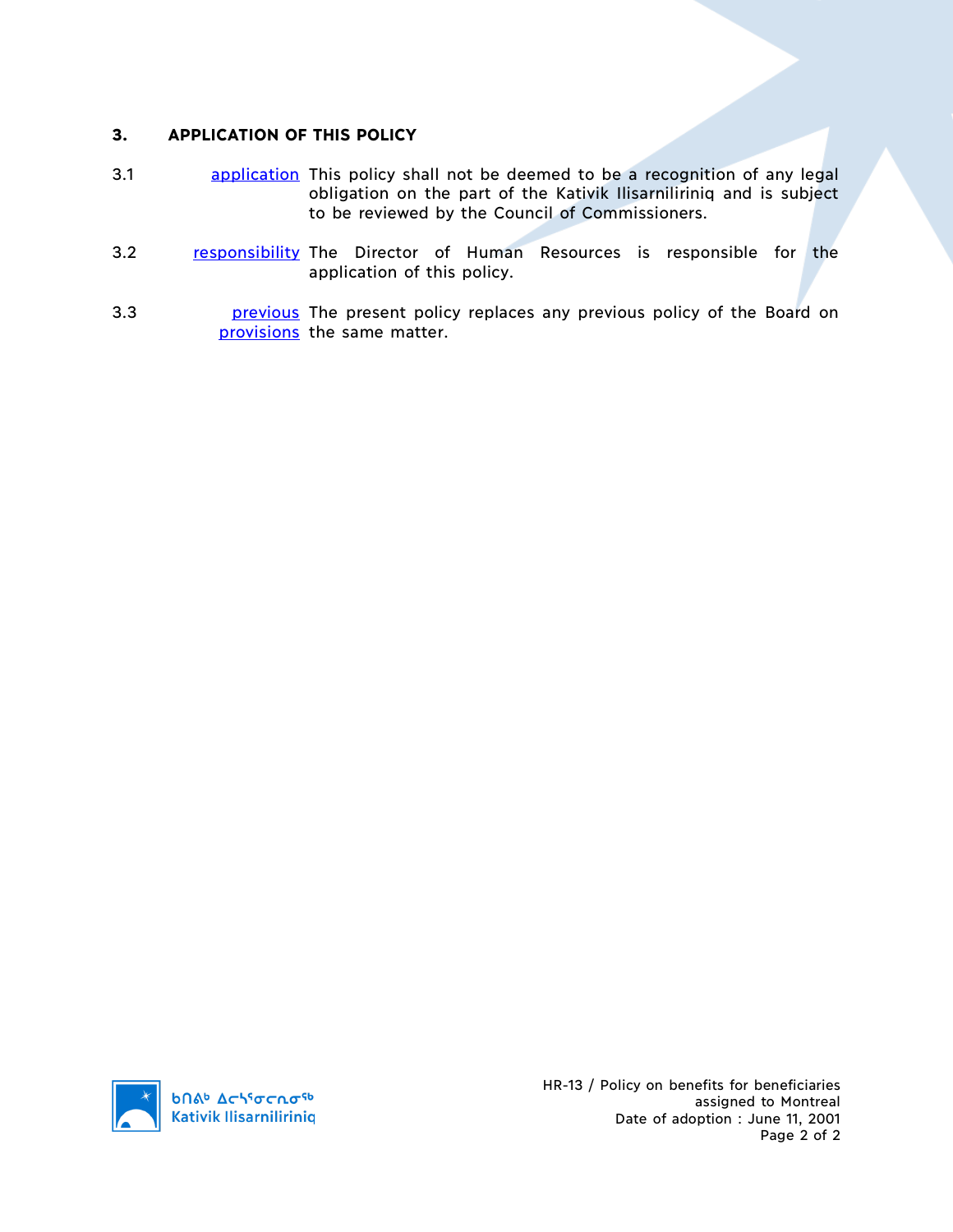## 3. APPLICATION OF THIS POLICY

3.1 application — This policy shall not be deemed to be a recognition of any legal obligation on the part of the Kativik Ilisarniliriniq and is subject to be reviewed by the Council of Commissioners.

3.2 responsibility — The Director of Human Resources is responsible for the application of this policy.

3.3 previous provisions — The present policy replaces any previous policy of the Board on the same matter.